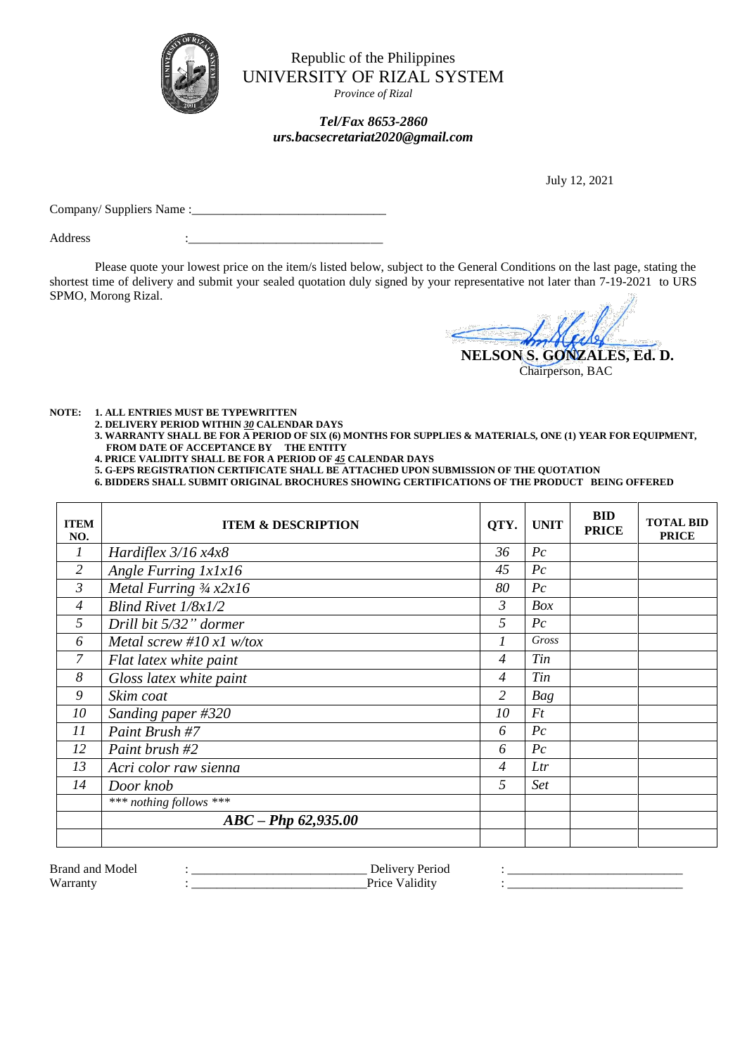Republic of the Philippines
UNIVERSITY OF RIZAL SYSTEM
*Province of Rizal*

***Tel/Fax 8653-2860***
***urs.bacsecretariat2020@gmail.com***

July 12, 2021

Company/ Suppliers Name :_______________________________

Address :_______________________________

Please quote your lowest price on the item/s listed below, subject to the General Conditions on the last page, stating the shortest time of delivery and submit your sealed quotation duly signed by your representative not later than 7-19-2021 to URS SPMO, Morong Rizal.

**NELSON S. GONZALES, Ed. D.**
Chairperson, BAC

**NOTE:**
1. **ALL ENTRIES MUST BE TYPEWRITTEN**
2. **DELIVERY PERIOD WITHIN *30* CALENDAR DAYS**
3. **WARRANTY SHALL BE FOR A PERIOD OF SIX (6) MONTHS FOR SUPPLIES & MATERIALS, ONE (1) YEAR FOR EQUIPMENT, FROM DATE OF ACCEPTANCE BY THE ENTITY**
4. **PRICE VALIDITY SHALL BE FOR A PERIOD OF *45* CALENDAR DAYS**
5. **G-EPS REGISTRATION CERTIFICATE SHALL BE ATTACHED UPON SUBMISSION OF THE QUOTATION**
6. **BIDDERS SHALL SUBMIT ORIGINAL BROCHURES SHOWING CERTIFICATIONS OF THE PRODUCT BEING OFFERED**

| ITEM NO. | ITEM & DESCRIPTION | QTY. | UNIT | BID PRICE | TOTAL BID PRICE |
|---|---|---|---|---|---|
| *1* | *Hardiflex 3/16 x4x8* | *36* | *Pc* | | |
| *2* | *Angle Furring 1x1x16* | *45* | *Pc* | | |
| *3* | *Metal Furring ¾ x2x16* | *80* | *Pc* | | |
| *4* | *Blind Rivet 1/8x1/2* | *3* | *Box* | | |
| *5* | *Drill bit 5/32" dormer* | *5* | *Pc* | | |
| *6* | *Metal screw #10 x1 w/tox* | *1* | *Gross* | | |
| *7* | *Flat latex white paint* | *4* | *Tin* | | |
| *8* | *Gloss latex white paint* | *4* | *Tin* | | |
| *9* | *Skim coat* | *2* | *Bag* | | |
| *10* | *Sanding paper #320* | *10* | *Ft* | | |
| *11* | *Paint Brush #7* | *6* | *Pc* | | |
| *12* | *Paint brush #2* | *6* | *Pc* | | |
| *13* | *Acri color raw sienna* | *4* | *Ltr* | | |
| *14* | *Door knob* | *5* | *Set* | | |
| | *\*\*\* nothing follows \*\*\** | | | | |
| | ***ABC – Php 62,935.00*** | | | | |
| | | | | | |

Brand and Model : ____________________________ Delivery Period : ____________________________

Warranty : ____________________________ Price Validity : ____________________________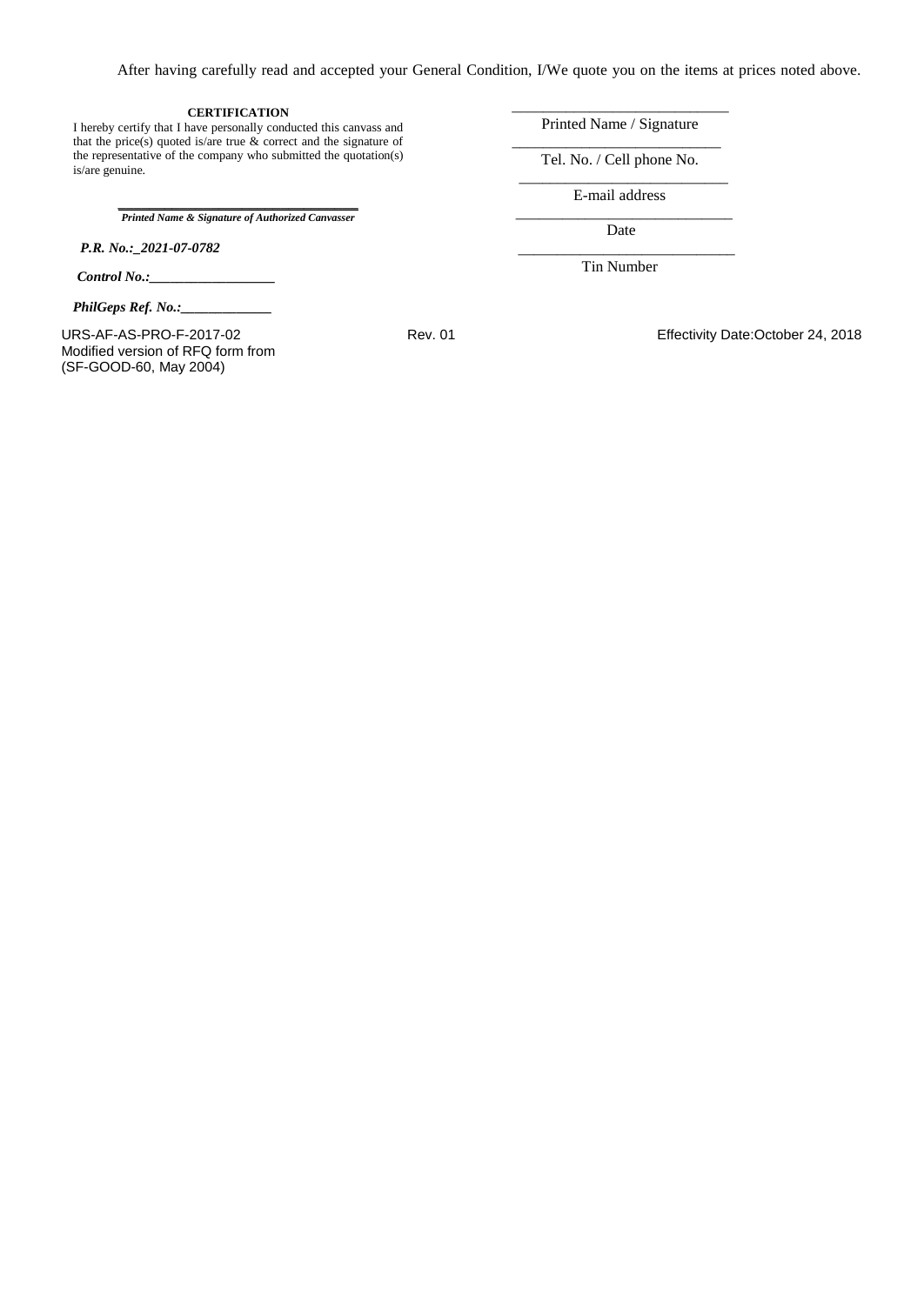After having carefully read and accepted your General Condition, I/We quote you on the items at prices noted above.

**CERTIFICATION**

I hereby certify that I have personally conducted this canvass and that the price(s) quoted is/are true & correct and the signature of the representative of the company who submitted the quotation(s) is/are genuine.

___________________________________

***Printed Name & Signature of Authorized Canvasser***

***P.R. No.:_2021-07-0782***

***Control No.:_________________***

***PhilGeps Ref. No.:____________***

___________________________

Printed Name / Signature

___________________________

Tel. No. / Cell phone No.

___________________________

E-mail address

___________________________

Date

___________________________

Tin Number

URS-AF-AS-PRO-F-2017-02 Rev. 01 Effectivity Date:October 24, 2018

Modified version of RFQ form from (SF-GOOD-60, May 2004)